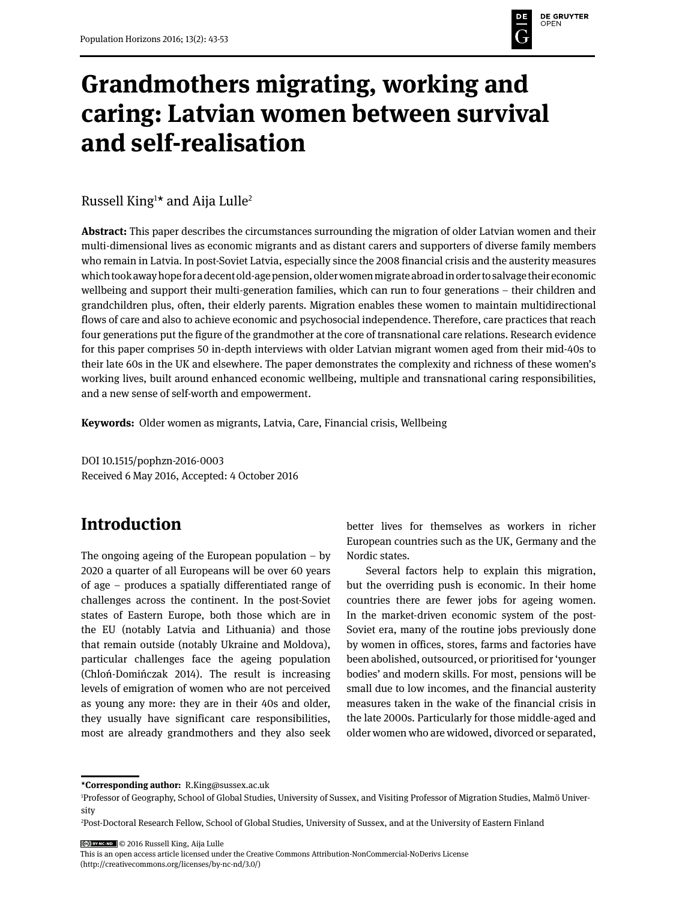# Grandmothers migrating, working and caring: Latvian women between survival and self-realisation

Russell King[1]* and Aija Lulle[2]

**Abstract:** This paper describes the circumstances surrounding the migration of older Latvian women and their multi-dimensional lives as economic migrants and as distant carers and supporters of diverse family members who remain in Latvia. In post-Soviet Latvia, especially since the 2008 financial crisis and the austerity measures which took away hope for a decent old-age pension, older women migrate abroad in order to salvage their economic wellbeing and support their multi-generation families, which can run to four generations – their children and grandchildren plus, often, their elderly parents. Migration enables these women to maintain multidirectional flows of care and also to achieve economic and psychosocial independence. Therefore, care practices that reach four generations put the figure of the grandmother at the core of transnational care relations. Research evidence for this paper comprises 50 in-depth interviews with older Latvian migrant women aged from their mid-40s to their late 60s in the UK and elsewhere. The paper demonstrates the complexity and richness of these women's working lives, built around enhanced economic wellbeing, multiple and transnational caring responsibilities, and a new sense of self-worth and empowerment.

**Keywords:** Older women as migrants, Latvia, Care, Financial crisis, Wellbeing

DOI 10.1515/pophzn-2016-0003
Received 6 May 2016, Accepted: 4 October 2016

## Introduction

The ongoing ageing of the European population – by 2020 a quarter of all Europeans will be over 60 years of age – produces a spatially differentiated range of challenges across the continent. In the post-Soviet states of Eastern Europe, both those which are in the EU (notably Latvia and Lithuania) and those that remain outside (notably Ukraine and Moldova), particular challenges face the ageing population (Chłoń-Domińczak 2014). The result is increasing levels of emigration of women who are not perceived as young any more: they are in their 40s and older, they usually have significant care responsibilities, most are already grandmothers and they also seek better lives for themselves as workers in richer European countries such as the UK, Germany and the Nordic states.

Several factors help to explain this migration, but the overriding push is economic. In their home countries there are fewer jobs for ageing women. In the market-driven economic system of the post-Soviet era, many of the routine jobs previously done by women in offices, stores, farms and factories have been abolished, outsourced, or prioritised for 'younger bodies' and modern skills. For most, pensions will be small due to low incomes, and the financial austerity measures taken in the wake of the financial crisis in the late 2000s. Particularly for those middle-aged and older women who are widowed, divorced or separated,

---

***Corresponding author:** R.King@sussex.ac.uk

[1]Professor of Geography, School of Global Studies, University of Sussex, and Visiting Professor of Migration Studies, Malmö University

[2]Post-Doctoral Research Fellow, School of Global Studies, University of Sussex, and at the University of Eastern Finland

© 2016 Russell King, Aija Lulle
This is an open access article licensed under the Creative Commons Attribution-NonCommercial-NoDerivs License (http://creativecommons.org/licenses/by-nc-nd/3.0/)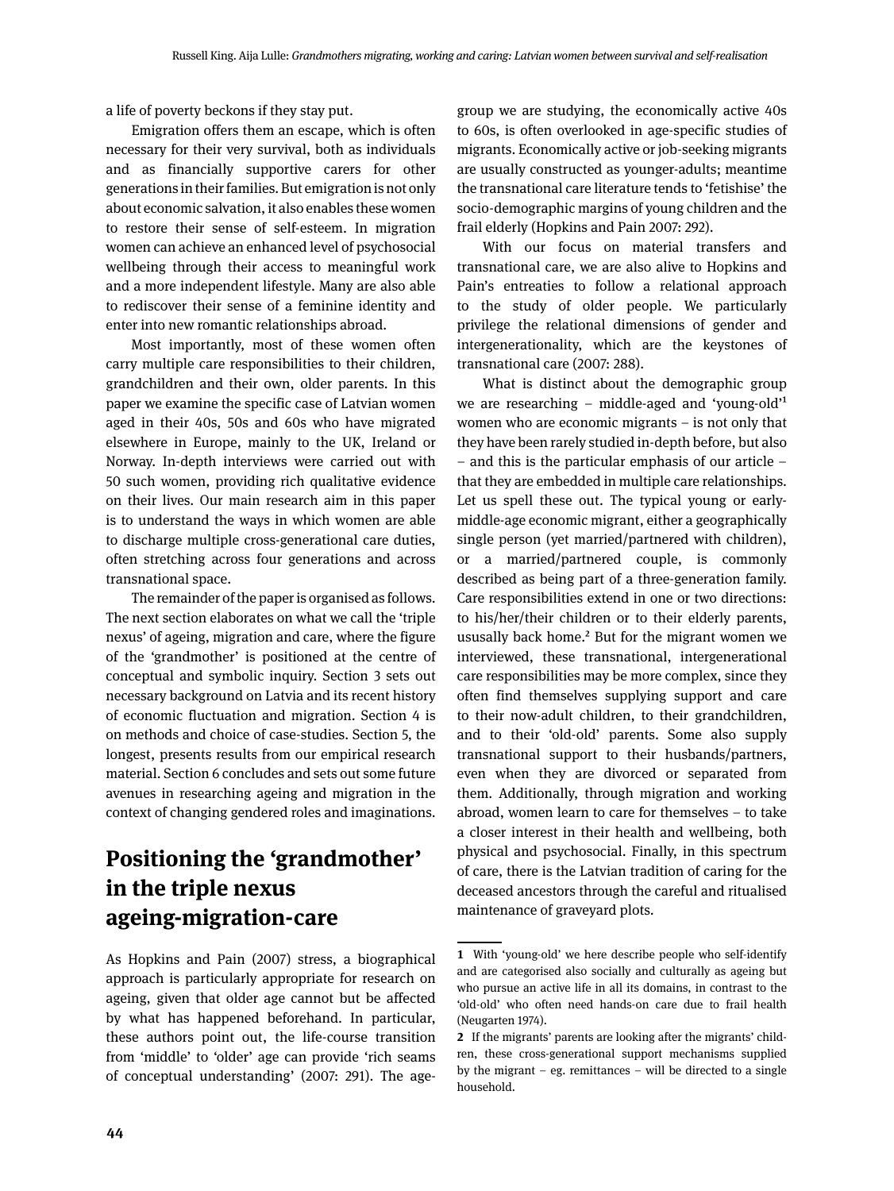a life of poverty beckons if they stay put.

Emigration offers them an escape, which is often necessary for their very survival, both as individuals and as financially supportive carers for other generations in their families. But emigration is not only about economic salvation, it also enables these women to restore their sense of self-esteem. In migration women can achieve an enhanced level of psychosocial wellbeing through their access to meaningful work and a more independent lifestyle. Many are also able to rediscover their sense of a feminine identity and enter into new romantic relationships abroad.

Most importantly, most of these women often carry multiple care responsibilities to their children, grandchildren and their own, older parents. In this paper we examine the specific case of Latvian women aged in their 40s, 50s and 60s who have migrated elsewhere in Europe, mainly to the UK, Ireland or Norway. In-depth interviews were carried out with 50 such women, providing rich qualitative evidence on their lives. Our main research aim in this paper is to understand the ways in which women are able to discharge multiple cross-generational care duties, often stretching across four generations and across transnational space.

The remainder of the paper is organised as follows. The next section elaborates on what we call the 'triple nexus' of ageing, migration and care, where the figure of the 'grandmother' is positioned at the centre of conceptual and symbolic inquiry. Section 3 sets out necessary background on Latvia and its recent history of economic fluctuation and migration. Section 4 is on methods and choice of case-studies. Section 5, the longest, presents results from our empirical research material. Section 6 concludes and sets out some future avenues in researching ageing and migration in the context of changing gendered roles and imaginations.

## Positioning the 'grandmother' in the triple nexus ageing-migration-care

As Hopkins and Pain (2007) stress, a biographical approach is particularly appropriate for research on ageing, given that older age cannot but be affected by what has happened beforehand. In particular, these authors point out, the life-course transition from 'middle' to 'older' age can provide 'rich seams of conceptual understanding' (2007: 291). The age-group we are studying, the economically active 40s to 60s, is often overlooked in age-specific studies of migrants. Economically active or job-seeking migrants are usually constructed as younger-adults; meantime the transnational care literature tends to 'fetishise' the socio-demographic margins of young children and the frail elderly (Hopkins and Pain 2007: 292).

With our focus on material transfers and transnational care, we are also alive to Hopkins and Pain's entreaties to follow a relational approach to the study of older people. We particularly privilege the relational dimensions of gender and intergenerationality, which are the keystones of transnational care (2007: 288).

What is distinct about the demographic group we are researching – middle-aged and 'young-old'[1] women who are economic migrants – is not only that they have been rarely studied in-depth before, but also – and this is the particular emphasis of our article – that they are embedded in multiple care relationships. Let us spell these out. The typical young or early-middle-age economic migrant, either a geographically single person (yet married/partnered with children), or a married/partnered couple, is commonly described as being part of a three-generation family. Care responsibilities extend in one or two directions: to his/her/their children or to their elderly parents, ususally back home.[2] But for the migrant women we interviewed, these transnational, intergenerational care responsibilities may be more complex, since they often find themselves supplying support and care to their now-adult children, to their grandchildren, and to their 'old-old' parents. Some also supply transnational support to their husbands/partners, even when they are divorced or separated from them. Additionally, through migration and working abroad, women learn to care for themselves – to take a closer interest in their health and wellbeing, both physical and psychosocial. Finally, in this spectrum of care, there is the Latvian tradition of caring for the deceased ancestors through the careful and ritualised maintenance of graveyard plots.

---

1 With 'young-old' we here describe people who self-identify and are categorised also socially and culturally as ageing but who pursue an active life in all its domains, in contrast to the 'old-old' who often need hands-on care due to frail health (Neugarten 1974).

2 If the migrants' parents are looking after the migrants' children, these cross-generational support mechanisms supplied by the migrant – eg. remittances – will be directed to a single household.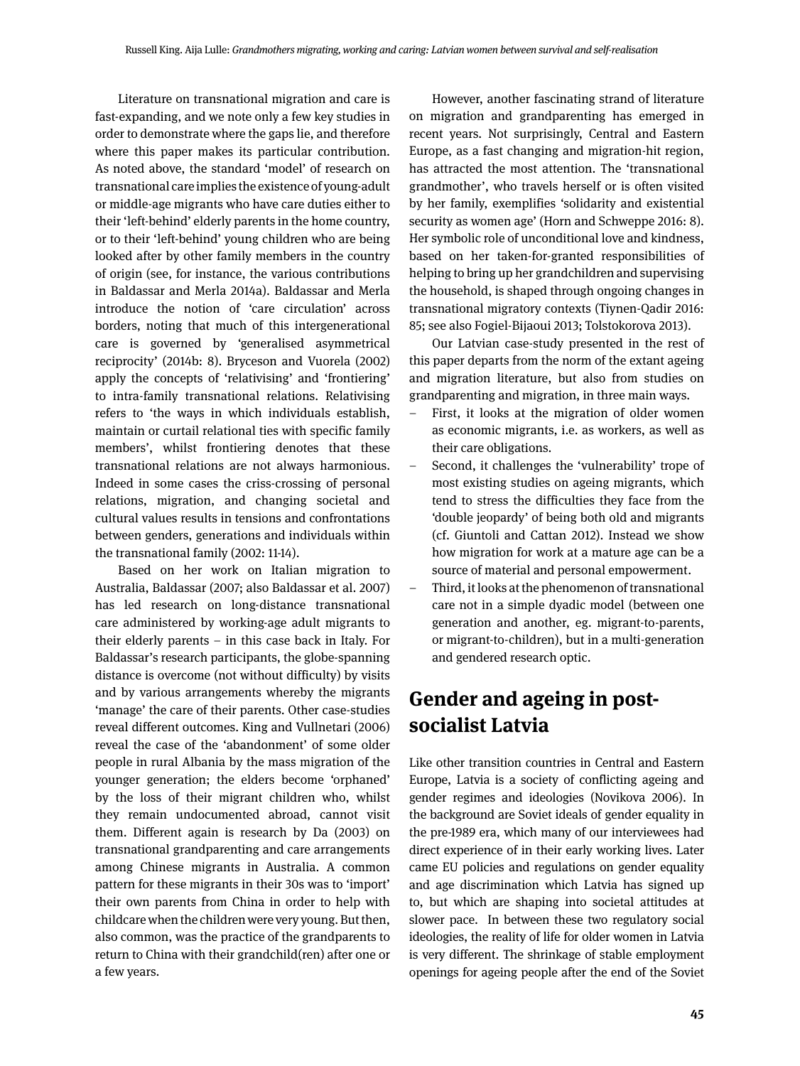Literature on transnational migration and care is fast-expanding, and we note only a few key studies in order to demonstrate where the gaps lie, and therefore where this paper makes its particular contribution. As noted above, the standard 'model' of research on transnational care implies the existence of young-adult or middle-age migrants who have care duties either to their 'left-behind' elderly parents in the home country, or to their 'left-behind' young children who are being looked after by other family members in the country of origin (see, for instance, the various contributions in Baldassar and Merla 2014a). Baldassar and Merla introduce the notion of 'care circulation' across borders, noting that much of this intergenerational care is governed by 'generalised asymmetrical reciprocity' (2014b: 8). Bryceson and Vuorela (2002) apply the concepts of 'relativising' and 'frontiering' to intra-family transnational relations. Relativising refers to 'the ways in which individuals establish, maintain or curtail relational ties with specific family members', whilst frontiering denotes that these transnational relations are not always harmonious. Indeed in some cases the criss-crossing of personal relations, migration, and changing societal and cultural values results in tensions and confrontations between genders, generations and individuals within the transnational family (2002: 11-14).

Based on her work on Italian migration to Australia, Baldassar (2007; also Baldassar et al. 2007) has led research on long-distance transnational care administered by working-age adult migrants to their elderly parents – in this case back in Italy. For Baldassar's research participants, the globe-spanning distance is overcome (not without difficulty) by visits and by various arrangements whereby the migrants 'manage' the care of their parents. Other case-studies reveal different outcomes. King and Vullnetari (2006) reveal the case of the 'abandonment' of some older people in rural Albania by the mass migration of the younger generation; the elders become 'orphaned' by the loss of their migrant children who, whilst they remain undocumented abroad, cannot visit them. Different again is research by Da (2003) on transnational grandparenting and care arrangements among Chinese migrants in Australia. A common pattern for these migrants in their 30s was to 'import' their own parents from China in order to help with childcare when the children were very young. But then, also common, was the practice of the grandparents to return to China with their grandchild(ren) after one or a few years.

However, another fascinating strand of literature on migration and grandparenting has emerged in recent years. Not surprisingly, Central and Eastern Europe, as a fast changing and migration-hit region, has attracted the most attention. The 'transnational grandmother', who travels herself or is often visited by her family, exemplifies 'solidarity and existential security as women age' (Horn and Schweppe 2016: 8). Her symbolic role of unconditional love and kindness, based on her taken-for-granted responsibilities of helping to bring up her grandchildren and supervising the household, is shaped through ongoing changes in transnational migratory contexts (Tiynen-Qadir 2016: 85; see also Fogiel-Bijaoui 2013; Tolstokorova 2013).

Our Latvian case-study presented in the rest of this paper departs from the norm of the extant ageing and migration literature, but also from studies on grandparenting and migration, in three main ways.

- First, it looks at the migration of older women as economic migrants, i.e. as workers, as well as their care obligations.
- Second, it challenges the 'vulnerability' trope of most existing studies on ageing migrants, which tend to stress the difficulties they face from the 'double jeopardy' of being both old and migrants (cf. Giuntoli and Cattan 2012). Instead we show how migration for work at a mature age can be a source of material and personal empowerment.
- Third, it looks at the phenomenon of transnational care not in a simple dyadic model (between one generation and another, eg. migrant-to-parents, or migrant-to-children), but in a multi-generation and gendered research optic.

## Gender and ageing in post-socialist Latvia

Like other transition countries in Central and Eastern Europe, Latvia is a society of conflicting ageing and gender regimes and ideologies (Novikova 2006). In the background are Soviet ideals of gender equality in the pre-1989 era, which many of our interviewees had direct experience of in their early working lives. Later came EU policies and regulations on gender equality and age discrimination which Latvia has signed up to, but which are shaping into societal attitudes at slower pace. In between these two regulatory social ideologies, the reality of life for older women in Latvia is very different. The shrinkage of stable employment openings for ageing people after the end of the Soviet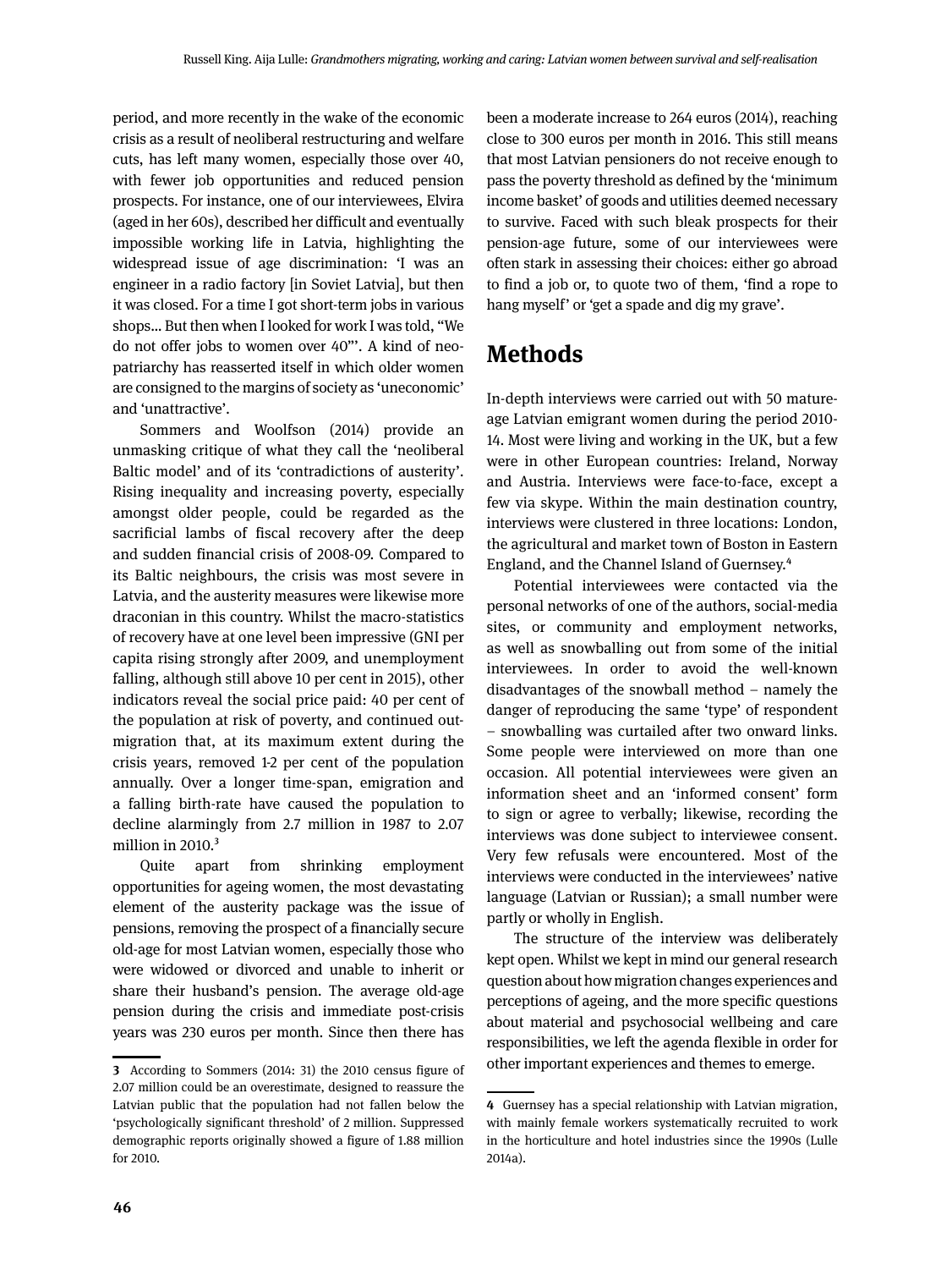period, and more recently in the wake of the economic crisis as a result of neoliberal restructuring and welfare cuts, has left many women, especially those over 40, with fewer job opportunities and reduced pension prospects. For instance, one of our interviewees, Elvira (aged in her 60s), described her difficult and eventually impossible working life in Latvia, highlighting the widespread issue of age discrimination: 'I was an engineer in a radio factory [in Soviet Latvia], but then it was closed. For a time I got short-term jobs in various shops... But then when I looked for work I was told, "We do not offer jobs to women over 40"'. A kind of neo-patriarchy has reasserted itself in which older women are consigned to the margins of society as 'uneconomic' and 'unattractive'.

Sommers and Woolfson (2014) provide an unmasking critique of what they call the 'neoliberal Baltic model' and of its 'contradictions of austerity'. Rising inequality and increasing poverty, especially amongst older people, could be regarded as the sacrificial lambs of fiscal recovery after the deep and sudden financial crisis of 2008-09. Compared to its Baltic neighbours, the crisis was most severe in Latvia, and the austerity measures were likewise more draconian in this country. Whilst the macro-statistics of recovery have at one level been impressive (GNI per capita rising strongly after 2009, and unemployment falling, although still above 10 per cent in 2015), other indicators reveal the social price paid: 40 per cent of the population at risk of poverty, and continued out-migration that, at its maximum extent during the crisis years, removed 1-2 per cent of the population annually. Over a longer time-span, emigration and a falling birth-rate have caused the population to decline alarmingly from 2.7 million in 1987 to 2.07 million in 2010.[3]

Quite apart from shrinking employment opportunities for ageing women, the most devastating element of the austerity package was the issue of pensions, removing the prospect of a financially secure old-age for most Latvian women, especially those who were widowed or divorced and unable to inherit or share their husband's pension. The average old-age pension during the crisis and immediate post-crisis years was 230 euros per month. Since then there has been a moderate increase to 264 euros (2014), reaching close to 300 euros per month in 2016. This still means that most Latvian pensioners do not receive enough to pass the poverty threshold as defined by the 'minimum income basket' of goods and utilities deemed necessary to survive. Faced with such bleak prospects for their pension-age future, some of our interviewees were often stark in assessing their choices: either go abroad to find a job or, to quote two of them, 'find a rope to hang myself' or 'get a spade and dig my grave'.

## Methods

In-depth interviews were carried out with 50 mature-age Latvian emigrant women during the period 2010-14. Most were living and working in the UK, but a few were in other European countries: Ireland, Norway and Austria. Interviews were face-to-face, except a few via skype. Within the main destination country, interviews were clustered in three locations: London, the agricultural and market town of Boston in Eastern England, and the Channel Island of Guernsey.[4]

Potential interviewees were contacted via the personal networks of one of the authors, social-media sites, or community and employment networks, as well as snowballing out from some of the initial interviewees. In order to avoid the well-known disadvantages of the snowball method – namely the danger of reproducing the same 'type' of respondent – snowballing was curtailed after two onward links. Some people were interviewed on more than one occasion. All potential interviewees were given an information sheet and an 'informed consent' form to sign or agree to verbally; likewise, recording the interviews was done subject to interviewee consent. Very few refusals were encountered. Most of the interviews were conducted in the interviewees' native language (Latvian or Russian); a small number were partly or wholly in English.

The structure of the interview was deliberately kept open. Whilst we kept in mind our general research question about how migration changes experiences and perceptions of ageing, and the more specific questions about material and psychosocial wellbeing and care responsibilities, we left the agenda flexible in order for other important experiences and themes to emerge.

---

**3** According to Sommers (2014: 31) the 2010 census figure of 2.07 million could be an overestimate, designed to reassure the Latvian public that the population had not fallen below the 'psychologically significant threshold' of 2 million. Suppressed demographic reports originally showed a figure of 1.88 million for 2010.

**4** Guernsey has a special relationship with Latvian migration, with mainly female workers systematically recruited to work in the horticulture and hotel industries since the 1990s (Lulle 2014a).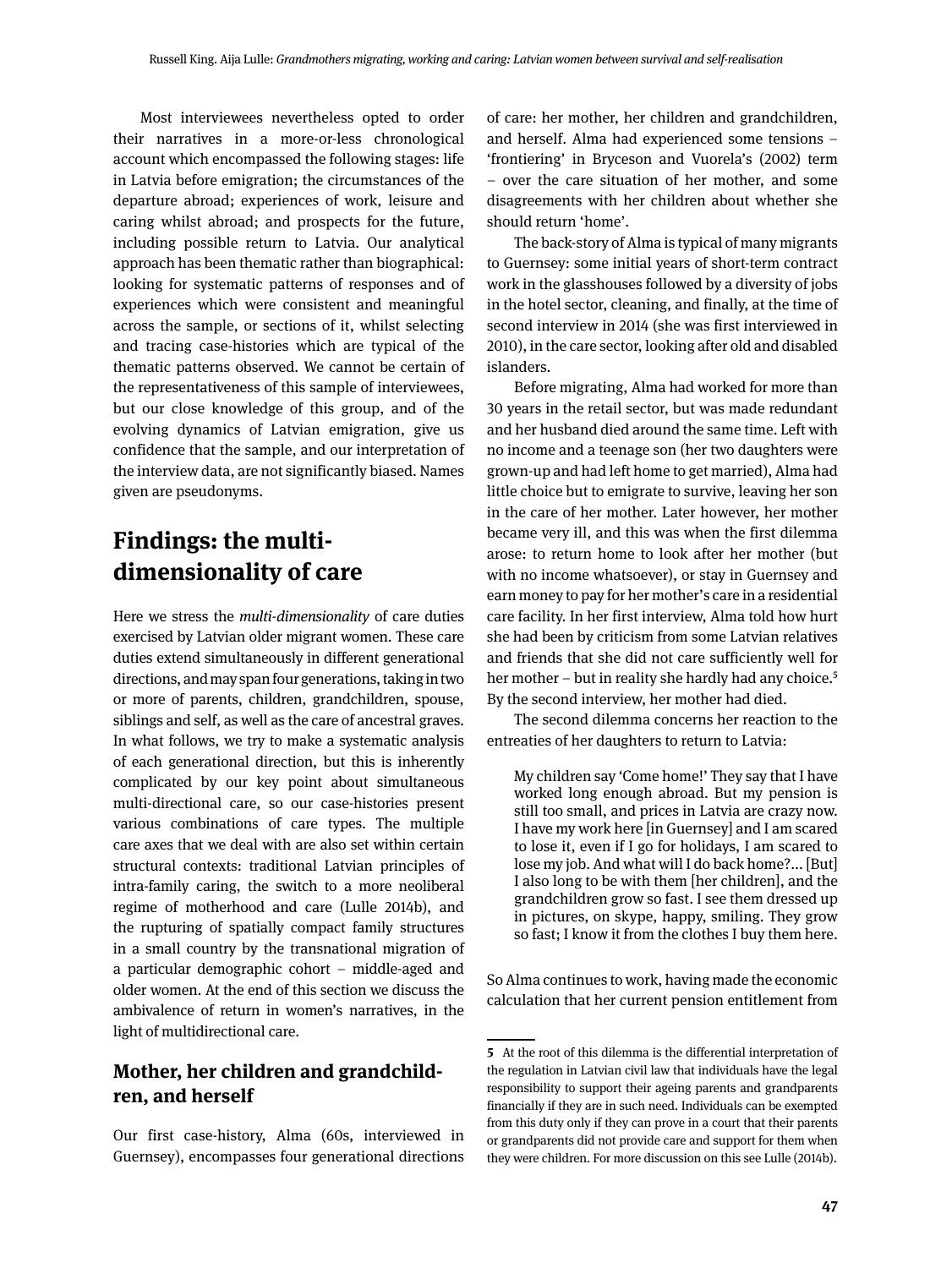Most interviewees nevertheless opted to order their narratives in a more-or-less chronological account which encompassed the following stages: life in Latvia before emigration; the circumstances of the departure abroad; experiences of work, leisure and caring whilst abroad; and prospects for the future, including possible return to Latvia. Our analytical approach has been thematic rather than biographical: looking for systematic patterns of responses and of experiences which were consistent and meaningful across the sample, or sections of it, whilst selecting and tracing case-histories which are typical of the thematic patterns observed. We cannot be certain of the representativeness of this sample of interviewees, but our close knowledge of this group, and of the evolving dynamics of Latvian emigration, give us confidence that the sample, and our interpretation of the interview data, are not significantly biased. Names given are pseudonyms.

## Findings: the multi-dimensionality of care

Here we stress the *multi-dimensionality* of care duties exercised by Latvian older migrant women. These care duties extend simultaneously in different generational directions, and may span four generations, taking in two or more of parents, children, grandchildren, spouse, siblings and self, as well as the care of ancestral graves. In what follows, we try to make a systematic analysis of each generational direction, but this is inherently complicated by our key point about simultaneous multi-directional care, so our case-histories present various combinations of care types. The multiple care axes that we deal with are also set within certain structural contexts: traditional Latvian principles of intra-family caring, the switch to a more neoliberal regime of motherhood and care (Lulle 2014b), and the rupturing of spatially compact family structures in a small country by the transnational migration of a particular demographic cohort – middle-aged and older women. At the end of this section we discuss the ambivalence of return in women's narratives, in the light of multidirectional care.

### Mother, her children and grandchildren, and herself

Our first case-history, Alma (60s, interviewed in Guernsey), encompasses four generational directions of care: her mother, her children and grandchildren, and herself. Alma had experienced some tensions – 'frontiering' in Bryceson and Vuorela's (2002) term – over the care situation of her mother, and some disagreements with her children about whether she should return 'home'.

The back-story of Alma is typical of many migrants to Guernsey: some initial years of short-term contract work in the glasshouses followed by a diversity of jobs in the hotel sector, cleaning, and finally, at the time of second interview in 2014 (she was first interviewed in 2010), in the care sector, looking after old and disabled islanders.

Before migrating, Alma had worked for more than 30 years in the retail sector, but was made redundant and her husband died around the same time. Left with no income and a teenage son (her two daughters were grown-up and had left home to get married), Alma had little choice but to emigrate to survive, leaving her son in the care of her mother. Later however, her mother became very ill, and this was when the first dilemma arose: to return home to look after her mother (but with no income whatsoever), or stay in Guernsey and earn money to pay for her mother's care in a residential care facility. In her first interview, Alma told how hurt she had been by criticism from some Latvian relatives and friends that she did not care sufficiently well for her mother – but in reality she hardly had any choice.[5] By the second interview, her mother had died.

The second dilemma concerns her reaction to the entreaties of her daughters to return to Latvia:

> My children say 'Come home!' They say that I have worked long enough abroad. But my pension is still too small, and prices in Latvia are crazy now. I have my work here [in Guernsey] and I am scared to lose it, even if I go for holidays, I am scared to lose my job. And what will I do back home?... [But] I also long to be with them [her children], and the grandchildren grow so fast. I see them dressed up in pictures, on skype, happy, smiling. They grow so fast; I know it from the clothes I buy them here.

So Alma continues to work, having made the economic calculation that her current pension entitlement from

---

**5** At the root of this dilemma is the differential interpretation of the regulation in Latvian civil law that individuals have the legal responsibility to support their ageing parents and grandparents financially if they are in such need. Individuals can be exempted from this duty only if they can prove in a court that their parents or grandparents did not provide care and support for them when they were children. For more discussion on this see Lulle (2014b).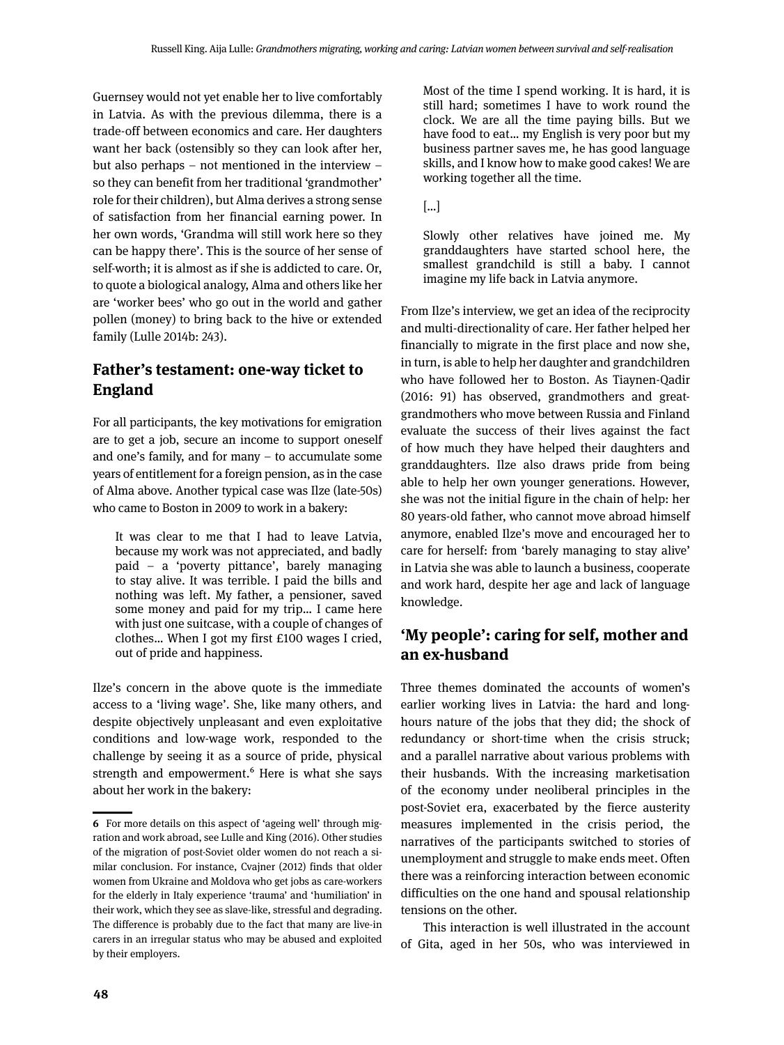Guernsey would not yet enable her to live comfortably in Latvia. As with the previous dilemma, there is a trade-off between economics and care. Her daughters want her back (ostensibly so they can look after her, but also perhaps – not mentioned in the interview – so they can benefit from her traditional 'grandmother' role for their children), but Alma derives a strong sense of satisfaction from her financial earning power. In her own words, 'Grandma will still work here so they can be happy there'. This is the source of her sense of self-worth; it is almost as if she is addicted to care. Or, to quote a biological analogy, Alma and others like her are 'worker bees' who go out in the world and gather pollen (money) to bring back to the hive or extended family (Lulle 2014b: 243).

## Father's testament: one-way ticket to England

For all participants, the key motivations for emigration are to get a job, secure an income to support oneself and one's family, and for many – to accumulate some years of entitlement for a foreign pension, as in the case of Alma above. Another typical case was Ilze (late-50s) who came to Boston in 2009 to work in a bakery:

> It was clear to me that I had to leave Latvia, because my work was not appreciated, and badly paid – a 'poverty pittance', barely managing to stay alive. It was terrible. I paid the bills and nothing was left. My father, a pensioner, saved some money and paid for my trip... I came here with just one suitcase, with a couple of changes of clothes... When I got my first £100 wages I cried, out of pride and happiness.

Ilze's concern in the above quote is the immediate access to a 'living wage'. She, like many others, and despite objectively unpleasant and even exploitative conditions and low-wage work, responded to the challenge by seeing it as a source of pride, physical strength and empowerment.[6] Here is what she says about her work in the bakery:

> Most of the time I spend working. It is hard, it is still hard; sometimes I have to work round the clock. We are all the time paying bills. But we have food to eat... my English is very poor but my business partner saves me, he has good language skills, and I know how to make good cakes! We are working together all the time.
>
> [...]
>
> Slowly other relatives have joined me. My granddaughters have started school here, the smallest grandchild is still a baby. I cannot imagine my life back in Latvia anymore.

From Ilze's interview, we get an idea of the reciprocity and multi-directionality of care. Her father helped her financially to migrate in the first place and now she, in turn, is able to help her daughter and grandchildren who have followed her to Boston. As Tiaynen-Qadir (2016: 91) has observed, grandmothers and great-grandmothers who move between Russia and Finland evaluate the success of their lives against the fact of how much they have helped their daughters and granddaughters. Ilze also draws pride from being able to help her own younger generations. However, she was not the initial figure in the chain of help: her 80 years-old father, who cannot move abroad himself anymore, enabled Ilze's move and encouraged her to care for herself: from 'barely managing to stay alive' in Latvia she was able to launch a business, cooperate and work hard, despite her age and lack of language knowledge.

## 'My people': caring for self, mother and an ex-husband

Three themes dominated the accounts of women's earlier working lives in Latvia: the hard and long-hours nature of the jobs that they did; the shock of redundancy or short-time when the crisis struck; and a parallel narrative about various problems with their husbands. With the increasing marketisation of the economy under neoliberal principles in the post-Soviet era, exacerbated by the fierce austerity measures implemented in the crisis period, the narratives of the participants switched to stories of unemployment and struggle to make ends meet. Often there was a reinforcing interaction between economic difficulties on the one hand and spousal relationship tensions on the other.

This interaction is well illustrated in the account of Gita, aged in her 50s, who was interviewed in

---

**6** For more details on this aspect of 'ageing well' through migration and work abroad, see Lulle and King (2016). Other studies of the migration of post-Soviet older women do not reach a similar conclusion. For instance, Cvajner (2012) finds that older women from Ukraine and Moldova who get jobs as care-workers for the elderly in Italy experience 'trauma' and 'humiliation' in their work, which they see as slave-like, stressful and degrading. The difference is probably due to the fact that many are live-in carers in an irregular status who may be abused and exploited by their employers.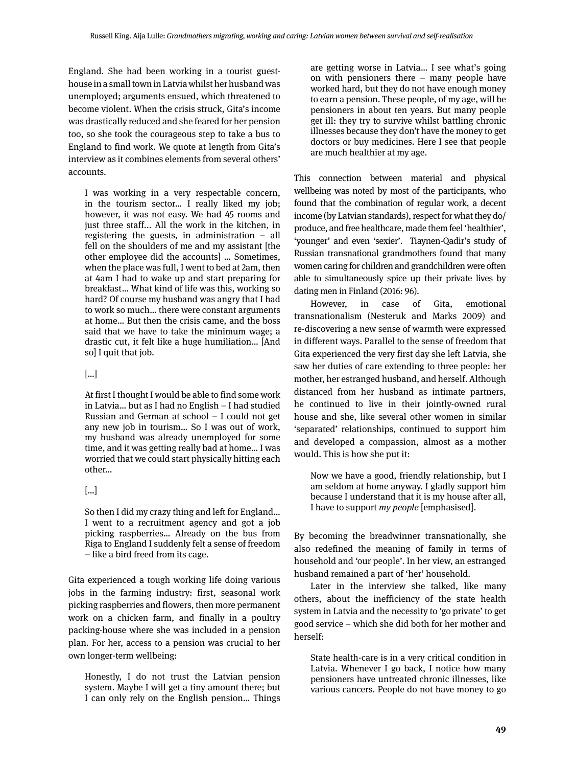England. She had been working in a tourist guest-house in a small town in Latvia whilst her husband was unemployed; arguments ensued, which threatened to become violent. When the crisis struck, Gita's income was drastically reduced and she feared for her pension too, so she took the courageous step to take a bus to England to find work. We quote at length from Gita's interview as it combines elements from several others' accounts.

> I was working in a very respectable concern, in the tourism sector... I really liked my job; however, it was not easy. We had 45 rooms and just three staff... All the work in the kitchen, in registering the guests, in administration – all fell on the shoulders of me and my assistant [the other employee did the accounts] ... Sometimes, when the place was full, I went to bed at 2am, then at 4am I had to wake up and start preparing for breakfast... What kind of life was this, working so hard? Of course my husband was angry that I had to work so much... there were constant arguments at home... But then the crisis came, and the boss said that we have to take the minimum wage; a drastic cut, it felt like a huge humiliation... [And so] I quit that job.
>
> [...]
>
> At first I thought I would be able to find some work in Latvia... but as I had no English – I had studied Russian and German at school – I could not get any new job in tourism... So I was out of work, my husband was already unemployed for some time, and it was getting really bad at home... I was worried that we could start physically hitting each other...
>
> [...]
>
> So then I did my crazy thing and left for England... I went to a recruitment agency and got a job picking raspberries... Already on the bus from Riga to England I suddenly felt a sense of freedom – like a bird freed from its cage.

Gita experienced a tough working life doing various jobs in the farming industry: first, seasonal work picking raspberries and flowers, then more permanent work on a chicken farm, and finally in a poultry packing-house where she was included in a pension plan. For her, access to a pension was crucial to her own longer-term wellbeing:

> Honestly, I do not trust the Latvian pension system. Maybe I will get a tiny amount there; but I can only rely on the English pension... Things are getting worse in Latvia... I see what's going on with pensioners there – many people have worked hard, but they do not have enough money to earn a pension. These people, of my age, will be pensioners in about ten years. But many people get ill: they try to survive whilst battling chronic illnesses because they don't have the money to get doctors or buy medicines. Here I see that people are much healthier at my age.

This connection between material and physical wellbeing was noted by most of the participants, who found that the combination of regular work, a decent income (by Latvian standards), respect for what they do/produce, and free healthcare, made them feel 'healthier', 'younger' and even 'sexier'. Tiaynen-Qadir's study of Russian transnational grandmothers found that many women caring for children and grandchildren were often able to simultaneously spice up their private lives by dating men in Finland (2016: 96).

However, in case of Gita, emotional transnationalism (Nesteruk and Marks 2009) and re-discovering a new sense of warmth were expressed in different ways. Parallel to the sense of freedom that Gita experienced the very first day she left Latvia, she saw her duties of care extending to three people: her mother, her estranged husband, and herself. Although distanced from her husband as intimate partners, he continued to live in their jointly-owned rural house and she, like several other women in similar 'separated' relationships, continued to support him and developed a compassion, almost as a mother would. This is how she put it:

> Now we have a good, friendly relationship, but I am seldom at home anyway. I gladly support him because I understand that it is my house after all, I have to support *my people* [emphasised].

By becoming the breadwinner transnationally, she also redefined the meaning of family in terms of household and 'our people'. In her view, an estranged husband remained a part of 'her' household.

Later in the interview she talked, like many others, about the inefficiency of the state health system in Latvia and the necessity to 'go private' to get good service – which she did both for her mother and herself:

> State health-care is in a very critical condition in Latvia. Whenever I go back, I notice how many pensioners have untreated chronic illnesses, like various cancers. People do not have money to go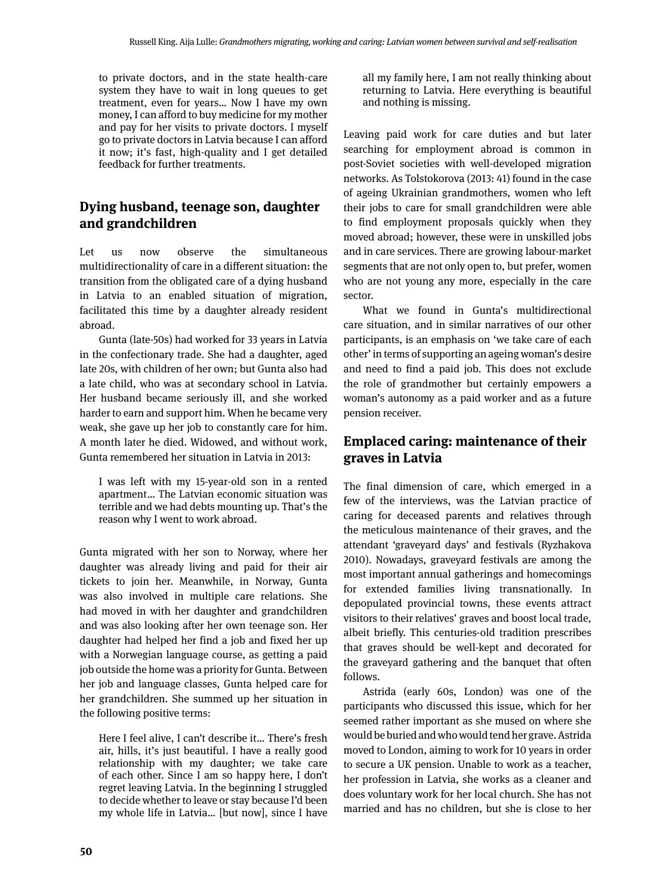> to private doctors, and in the state health-care system they have to wait in long queues to get treatment, even for years… Now I have my own money, I can afford to buy medicine for my mother and pay for her visits to private doctors. I myself go to private doctors in Latvia because I can afford it now; it's fast, high-quality and I get detailed feedback for further treatments.

## Dying husband, teenage son, daughter and grandchildren

Let us now observe the simultaneous multidirectionality of care in a different situation: the transition from the obligated care of a dying husband in Latvia to an enabled situation of migration, facilitated this time by a daughter already resident abroad.

Gunta (late-50s) had worked for 33 years in Latvia in the confectionary trade. She had a daughter, aged late 20s, with children of her own; but Gunta also had a late child, who was at secondary school in Latvia. Her husband became seriously ill, and she worked harder to earn and support him. When he became very weak, she gave up her job to constantly care for him. A month later he died. Widowed, and without work, Gunta remembered her situation in Latvia in 2013:

> I was left with my 15-year-old son in a rented apartment… The Latvian economic situation was terrible and we had debts mounting up. That's the reason why I went to work abroad.

Gunta migrated with her son to Norway, where her daughter was already living and paid for their air tickets to join her. Meanwhile, in Norway, Gunta was also involved in multiple care relations. She had moved in with her daughter and grandchildren and was also looking after her own teenage son. Her daughter had helped her find a job and fixed her up with a Norwegian language course, as getting a paid job outside the home was a priority for Gunta. Between her job and language classes, Gunta helped care for her grandchildren. She summed up her situation in the following positive terms:

> Here I feel alive, I can't describe it… There's fresh air, hills, it's just beautiful. I have a really good relationship with my daughter; we take care of each other. Since I am so happy here, I don't regret leaving Latvia. In the beginning I struggled to decide whether to leave or stay because I'd been my whole life in Latvia… [but now], since I have all my family here, I am not really thinking about returning to Latvia. Here everything is beautiful and nothing is missing.

Leaving paid work for care duties and but later searching for employment abroad is common in post-Soviet societies with well-developed migration networks. As Tolstokorova (2013: 41) found in the case of ageing Ukrainian grandmothers, women who left their jobs to care for small grandchildren were able to find employment proposals quickly when they moved abroad; however, these were in unskilled jobs and in care services. There are growing labour-market segments that are not only open to, but prefer, women who are not young any more, especially in the care sector.

What we found in Gunta's multidirectional care situation, and in similar narratives of our other participants, is an emphasis on 'we take care of each other' in terms of supporting an ageing woman's desire and need to find a paid job. This does not exclude the role of grandmother but certainly empowers a woman's autonomy as a paid worker and as a future pension receiver.

## Emplaced caring: maintenance of their graves in Latvia

The final dimension of care, which emerged in a few of the interviews, was the Latvian practice of caring for deceased parents and relatives through the meticulous maintenance of their graves, and the attendant 'graveyard days' and festivals (Ryzhakova 2010). Nowadays, graveyard festivals are among the most important annual gatherings and homecomings for extended families living transnationally. In depopulated provincial towns, these events attract visitors to their relatives' graves and boost local trade, albeit briefly. This centuries-old tradition prescribes that graves should be well-kept and decorated for the graveyard gathering and the banquet that often follows.

Astrida (early 60s, London) was one of the participants who discussed this issue, which for her seemed rather important as she mused on where she would be buried and who would tend her grave. Astrida moved to London, aiming to work for 10 years in order to secure a UK pension. Unable to work as a teacher, her profession in Latvia, she works as a cleaner and does voluntary work for her local church. She has not married and has no children, but she is close to her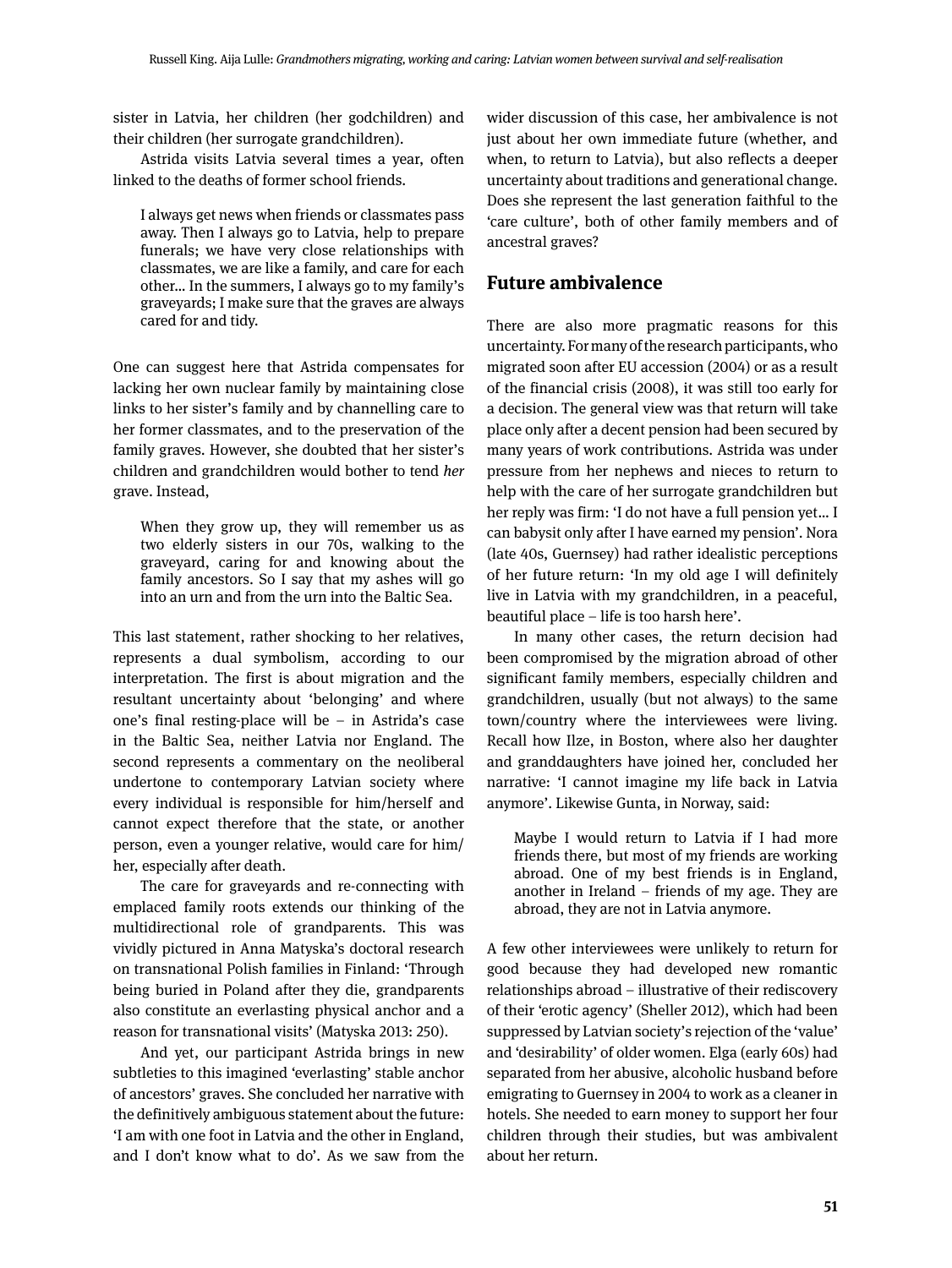sister in Latvia, her children (her godchildren) and their children (her surrogate grandchildren).

Astrida visits Latvia several times a year, often linked to the deaths of former school friends.

> I always get news when friends or classmates pass away. Then I always go to Latvia, help to prepare funerals; we have very close relationships with classmates, we are like a family, and care for each other… In the summers, I always go to my family's graveyards; I make sure that the graves are always cared for and tidy.

One can suggest here that Astrida compensates for lacking her own nuclear family by maintaining close links to her sister's family and by channelling care to her former classmates, and to the preservation of the family graves. However, she doubted that her sister's children and grandchildren would bother to tend *her* grave. Instead,

> When they grow up, they will remember us as two elderly sisters in our 70s, walking to the graveyard, caring for and knowing about the family ancestors. So I say that my ashes will go into an urn and from the urn into the Baltic Sea.

This last statement, rather shocking to her relatives, represents a dual symbolism, according to our interpretation. The first is about migration and the resultant uncertainty about 'belonging' and where one's final resting-place will be – in Astrida's case in the Baltic Sea, neither Latvia nor England. The second represents a commentary on the neoliberal undertone to contemporary Latvian society where every individual is responsible for him/herself and cannot expect therefore that the state, or another person, even a younger relative, would care for him/her, especially after death.

The care for graveyards and re-connecting with emplaced family roots extends our thinking of the multidirectional role of grandparents. This was vividly pictured in Anna Matyska's doctoral research on transnational Polish families in Finland: 'Through being buried in Poland after they die, grandparents also constitute an everlasting physical anchor and a reason for transnational visits' (Matyska 2013: 250).

And yet, our participant Astrida brings in new subtleties to this imagined 'everlasting' stable anchor of ancestors' graves. She concluded her narrative with the definitively ambiguous statement about the future: 'I am with one foot in Latvia and the other in England, and I don't know what to do'. As we saw from the wider discussion of this case, her ambivalence is not just about her own immediate future (whether, and when, to return to Latvia), but also reflects a deeper uncertainty about traditions and generational change. Does she represent the last generation faithful to the 'care culture', both of other family members and of ancestral graves?

## Future ambivalence

There are also more pragmatic reasons for this uncertainty. For many of the research participants, who migrated soon after EU accession (2004) or as a result of the financial crisis (2008), it was still too early for a decision. The general view was that return will take place only after a decent pension had been secured by many years of work contributions. Astrida was under pressure from her nephews and nieces to return to help with the care of her surrogate grandchildren but her reply was firm: 'I do not have a full pension yet… I can babysit only after I have earned my pension'. Nora (late 40s, Guernsey) had rather idealistic perceptions of her future return: 'In my old age I will definitely live in Latvia with my grandchildren, in a peaceful, beautiful place – life is too harsh here'.

In many other cases, the return decision had been compromised by the migration abroad of other significant family members, especially children and grandchildren, usually (but not always) to the same town/country where the interviewees were living. Recall how Ilze, in Boston, where also her daughter and granddaughters have joined her, concluded her narrative: 'I cannot imagine my life back in Latvia anymore'. Likewise Gunta, in Norway, said:

> Maybe I would return to Latvia if I had more friends there, but most of my friends are working abroad. One of my best friends is in England, another in Ireland – friends of my age. They are abroad, they are not in Latvia anymore.

A few other interviewees were unlikely to return for good because they had developed new romantic relationships abroad – illustrative of their rediscovery of their 'erotic agency' (Sheller 2012), which had been suppressed by Latvian society's rejection of the 'value' and 'desirability' of older women. Elga (early 60s) had separated from her abusive, alcoholic husband before emigrating to Guernsey in 2004 to work as a cleaner in hotels. She needed to earn money to support her four children through their studies, but was ambivalent about her return.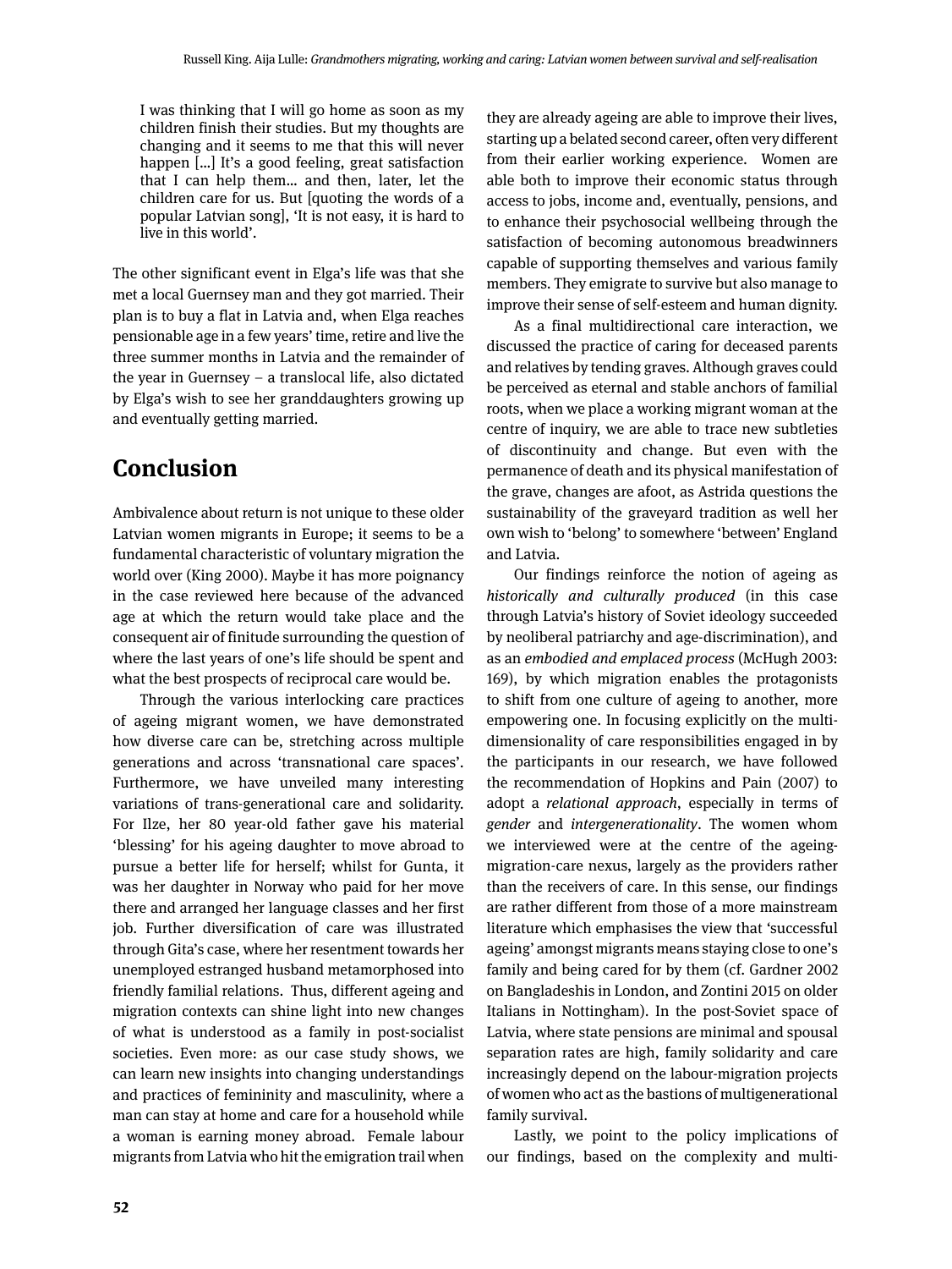> I was thinking that I will go home as soon as my children finish their studies. But my thoughts are changing and it seems to me that this will never happen [...] It's a good feeling, great satisfaction that I can help them... and then, later, let the children care for us. But [quoting the words of a popular Latvian song], 'It is not easy, it is hard to live in this world'.

The other significant event in Elga's life was that she met a local Guernsey man and they got married. Their plan is to buy a flat in Latvia and, when Elga reaches pensionable age in a few years' time, retire and live the three summer months in Latvia and the remainder of the year in Guernsey – a translocal life, also dictated by Elga's wish to see her granddaughters growing up and eventually getting married.

## Conclusion

Ambivalence about return is not unique to these older Latvian women migrants in Europe; it seems to be a fundamental characteristic of voluntary migration the world over (King 2000). Maybe it has more poignancy in the case reviewed here because of the advanced age at which the return would take place and the consequent air of finitude surrounding the question of where the last years of one's life should be spent and what the best prospects of reciprocal care would be.

Through the various interlocking care practices of ageing migrant women, we have demonstrated how diverse care can be, stretching across multiple generations and across 'transnational care spaces'. Furthermore, we have unveiled many interesting variations of trans-generational care and solidarity. For Ilze, her 80 year-old father gave his material 'blessing' for his ageing daughter to move abroad to pursue a better life for herself; whilst for Gunta, it was her daughter in Norway who paid for her move there and arranged her language classes and her first job. Further diversification of care was illustrated through Gita's case, where her resentment towards her unemployed estranged husband metamorphosed into friendly familial relations. Thus, different ageing and migration contexts can shine light into new changes of what is understood as a family in post-socialist societies. Even more: as our case study shows, we can learn new insights into changing understandings and practices of femininity and masculinity, where a man can stay at home and care for a household while a woman is earning money abroad. Female labour migrants from Latvia who hit the emigration trail when they are already ageing are able to improve their lives, starting up a belated second career, often very different from their earlier working experience. Women are able both to improve their economic status through access to jobs, income and, eventually, pensions, and to enhance their psychosocial wellbeing through the satisfaction of becoming autonomous breadwinners capable of supporting themselves and various family members. They emigrate to survive but also manage to improve their sense of self-esteem and human dignity.

As a final multidirectional care interaction, we discussed the practice of caring for deceased parents and relatives by tending graves. Although graves could be perceived as eternal and stable anchors of familial roots, when we place a working migrant woman at the centre of inquiry, we are able to trace new subtleties of discontinuity and change. But even with the permanence of death and its physical manifestation of the grave, changes are afoot, as Astrida questions the sustainability of the graveyard tradition as well her own wish to 'belong' to somewhere 'between' England and Latvia.

Our findings reinforce the notion of ageing as *historically and culturally produced* (in this case through Latvia's history of Soviet ideology succeeded by neoliberal patriarchy and age-discrimination), and as an *embodied and emplaced process* (McHugh 2003: 169), by which migration enables the protagonists to shift from one culture of ageing to another, more empowering one. In focusing explicitly on the multi-dimensionality of care responsibilities engaged in by the participants in our research, we have followed the recommendation of Hopkins and Pain (2007) to adopt a *relational approach*, especially in terms of *gender* and *intergenerationality*. The women whom we interviewed were at the centre of the ageing-migration-care nexus, largely as the providers rather than the receivers of care. In this sense, our findings are rather different from those of a more mainstream literature which emphasises the view that 'successful ageing' amongst migrants means staying close to one's family and being cared for by them (cf. Gardner 2002 on Bangladeshis in London, and Zontini 2015 on older Italians in Nottingham). In the post-Soviet space of Latvia, where state pensions are minimal and spousal separation rates are high, family solidarity and care increasingly depend on the labour-migration projects of women who act as the bastions of multigenerational family survival.

Lastly, we point to the policy implications of our findings, based on the complexity and multi-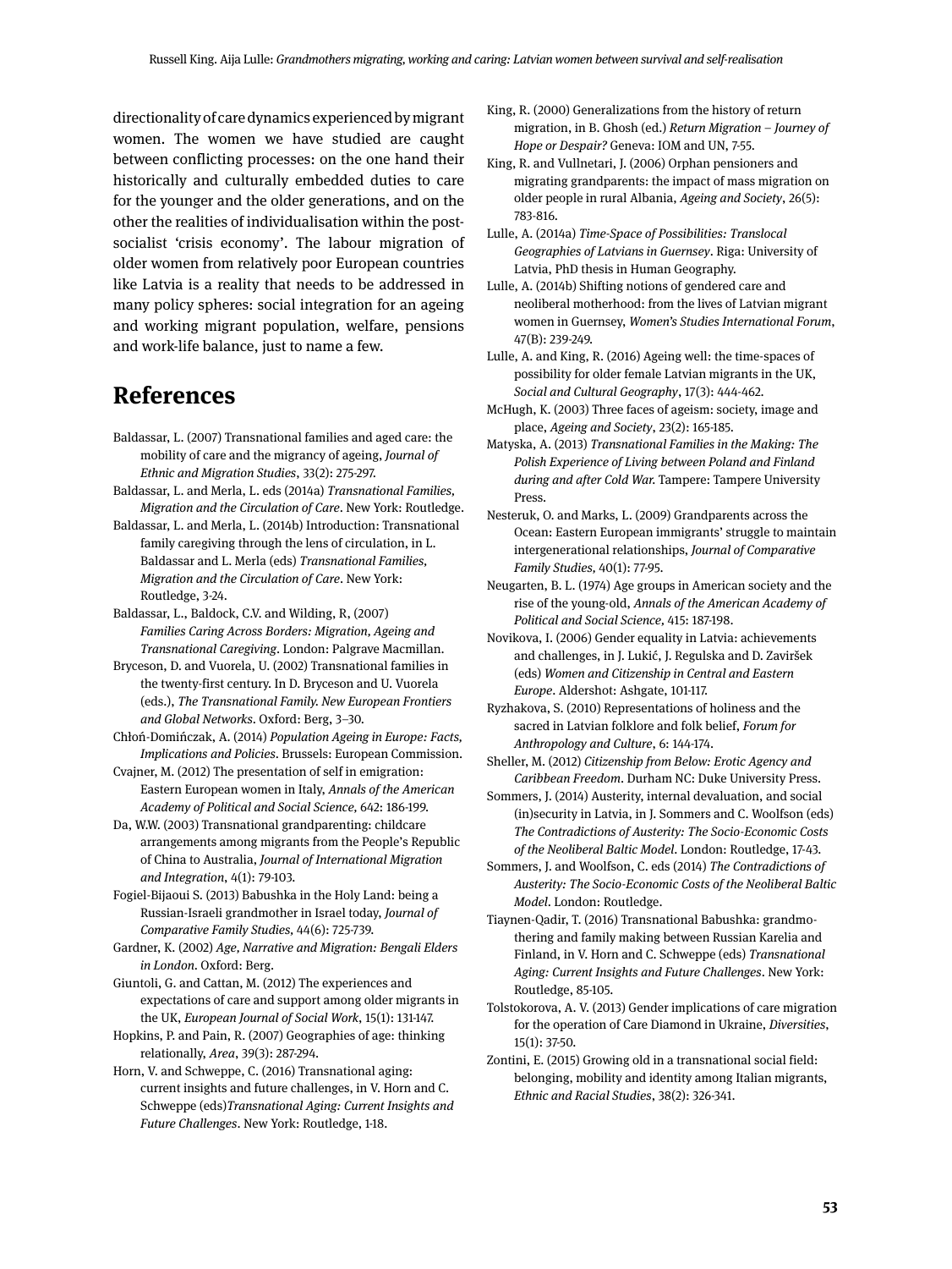directionality of care dynamics experienced by migrant women. The women we have studied are caught between conflicting processes: on the one hand their historically and culturally embedded duties to care for the younger and the older generations, and on the other the realities of individualisation within the post-socialist 'crisis economy'. The labour migration of older women from relatively poor European countries like Latvia is a reality that needs to be addressed in many policy spheres: social integration for an ageing and working migrant population, welfare, pensions and work-life balance, just to name a few.

## References

Baldassar, L. (2007) Transnational families and aged care: the mobility of care and the migrancy of ageing, *Journal of Ethnic and Migration Studies*, 33(2): 275-297.

Baldassar, L. and Merla, L. eds (2014a) *Transnational Families, Migration and the Circulation of Care*. New York: Routledge.

Baldassar, L. and Merla, L. (2014b) Introduction: Transnational family caregiving through the lens of circulation, in L. Baldassar and L. Merla (eds) *Transnational Families, Migration and the Circulation of Care*. New York: Routledge, 3-24.

Baldassar, L., Baldock, C.V. and Wilding, R, (2007) *Families Caring Across Borders: Migration, Ageing and Transnational Caregiving*. London: Palgrave Macmillan.

Bryceson, D. and Vuorela, U. (2002) Transnational families in the twenty-first century. In D. Bryceson and U. Vuorela (eds.), *The Transnational Family. New European Frontiers and Global Networks*. Oxford: Berg, 3–30.

Chłoń-Domińczak, A. (2014) *Population Ageing in Europe: Facts, Implications and Policies*. Brussels: European Commission.

Cvajner, M. (2012) The presentation of self in emigration: Eastern European women in Italy, *Annals of the American Academy of Political and Social Science*, 642: 186-199.

Da, W.W. (2003) Transnational grandparenting: childcare arrangements among migrants from the People's Republic of China to Australia, *Journal of International Migration and Integration*, 4(1): 79-103.

Fogiel-Bijaoui S. (2013) Babushka in the Holy Land: being a Russian-Israeli grandmother in Israel today, *Journal of Comparative Family Studies*, 44(6): 725-739.

Gardner, K. (2002) *Age, Narrative and Migration: Bengali Elders in London*. Oxford: Berg.

Giuntoli, G. and Cattan, M. (2012) The experiences and expectations of care and support among older migrants in the UK, *European Journal of Social Work*, 15(1): 131-147.

Hopkins, P. and Pain, R. (2007) Geographies of age: thinking relationally, *Area*, 39(3): 287-294.

Horn, V. and Schweppe, C. (2016) Transnational aging: current insights and future challenges, in V. Horn and C. Schweppe (eds)*Transnational Aging: Current Insights and Future Challenges*. New York: Routledge, 1-18.

King, R. (2000) Generalizations from the history of return migration, in B. Ghosh (ed.) *Return Migration – Journey of Hope or Despair?* Geneva: IOM and UN, 7-55.

King, R. and Vullnetari, J. (2006) Orphan pensioners and migrating grandparents: the impact of mass migration on older people in rural Albania, *Ageing and Society*, 26(5): 783-816.

Lulle, A. (2014a) *Time-Space of Possibilities: Translocal Geographies of Latvians in Guernsey*. Riga: University of Latvia, PhD thesis in Human Geography.

Lulle, A. (2014b) Shifting notions of gendered care and neoliberal motherhood: from the lives of Latvian migrant women in Guernsey, *Women's Studies International Forum*, 47(B): 239-249.

Lulle, A. and King, R. (2016) Ageing well: the time-spaces of possibility for older female Latvian migrants in the UK, *Social and Cultural Geography*, 17(3): 444-462.

McHugh, K. (2003) Three faces of ageism: society, image and place, *Ageing and Society*, 23(2): 165-185.

Matyska, A. (2013) *Transnational Families in the Making: The Polish Experience of Living between Poland and Finland during and after Cold War.* Tampere: Tampere University Press.

Nesteruk, O. and Marks, L. (2009) Grandparents across the Ocean: Eastern European immigrants' struggle to maintain intergenerational relationships, *Journal of Comparative Family Studies,* 40(1): 77-95.

Neugarten, B. L. (1974) Age groups in American society and the rise of the young-old, *Annals of the American Academy of Political and Social Science*, 415: 187-198.

Novikova, I. (2006) Gender equality in Latvia: achievements and challenges, in J. Lukić, J. Regulska and D. Zaviršek (eds) *Women and Citizenship in Central and Eastern Europe*. Aldershot: Ashgate, 101-117.

Ryzhakova, S. (2010) Representations of holiness and the sacred in Latvian folklore and folk belief, *Forum for Anthropology and Culture*, 6: 144-174.

Sheller, M. (2012) *Citizenship from Below: Erotic Agency and Caribbean Freedom*. Durham NC: Duke University Press.

Sommers, J. (2014) Austerity, internal devaluation, and social (in)security in Latvia, in J. Sommers and C. Woolfson (eds) *The Contradictions of Austerity: The Socio-Economic Costs of the Neoliberal Baltic Model*. London: Routledge, 17-43.

Sommers, J. and Woolfson, C. eds (2014) *The Contradictions of Austerity: The Socio-Economic Costs of the Neoliberal Baltic Model*. London: Routledge.

Tiaynen-Qadir, T. (2016) Transnational Babushka: grandmothering and family making between Russian Karelia and Finland, in V. Horn and C. Schweppe (eds) *Transnational Aging: Current Insights and Future Challenges*. New York: Routledge, 85-105.

Tolstokorova, A. V. (2013) Gender implications of care migration for the operation of Care Diamond in Ukraine, *Diversities*, 15(1): 37-50.

Zontini, E. (2015) Growing old in a transnational social field: belonging, mobility and identity among Italian migrants, *Ethnic and Racial Studies*, 38(2): 326-341.